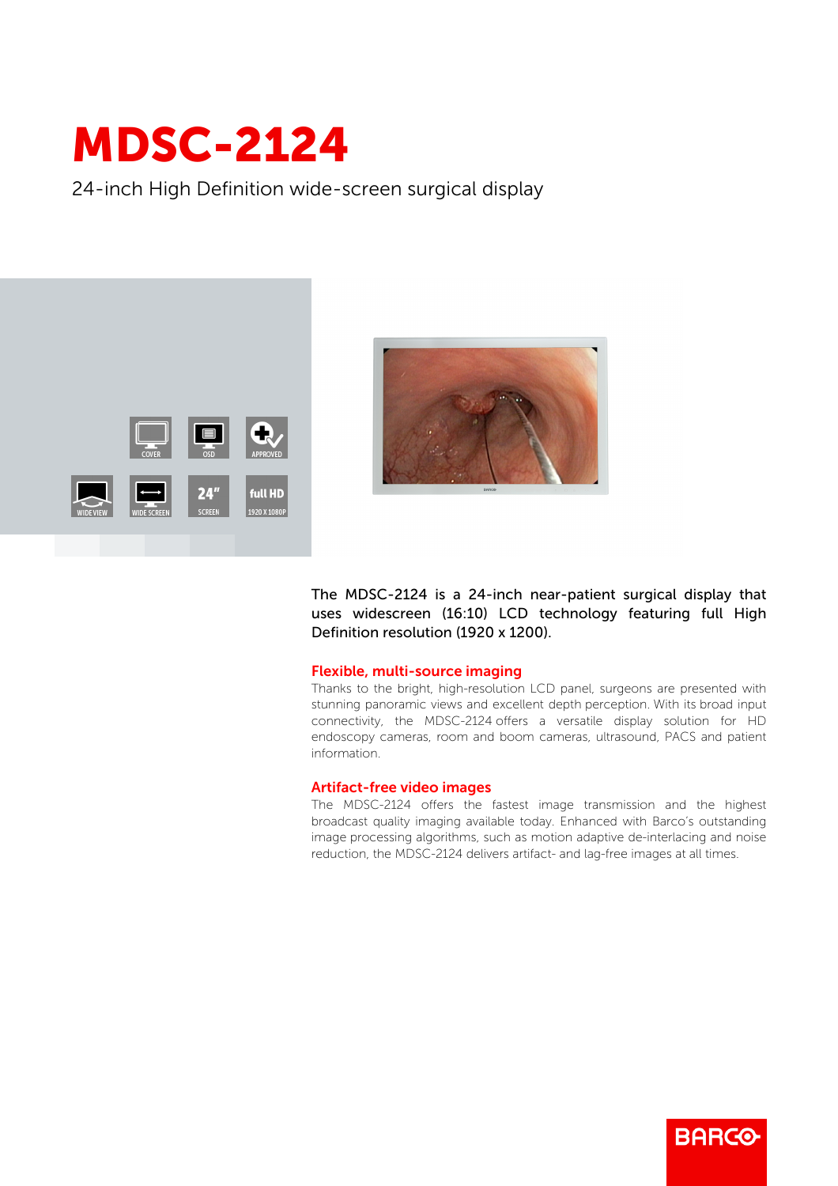# MDSC-2124

24-inch High Definition wide-screen surgical display

COVER OSD APPROVED

WIDE VIEW WIDE SCREEN 24" SCREEN full HD 1920 X 1080P

The MDSC-2124 is a 24-inch near-patient surgical display that uses widescreen (16:10) LCD technology featuring full High Definition resolution (1920 x 1200).

## Flexible, multi-source imaging

Thanks to the bright, high-resolution LCD panel, surgeons are presented with stunning panoramic views and excellent depth perception. With its broad input connectivity, the MDSC-2124 offers a versatile display solution for HD endoscopy cameras, room and boom cameras, ultrasound, PACS and patient information.

## Artifact-free video images

The MDSC-2124 offers the fastest image transmission and the highest broadcast quality imaging available today. Enhanced with Barco's outstanding image processing algorithms, such as motion adaptive de-interlacing and noise reduction, the MDSC-2124 delivers artifact- and lag-free images at all times.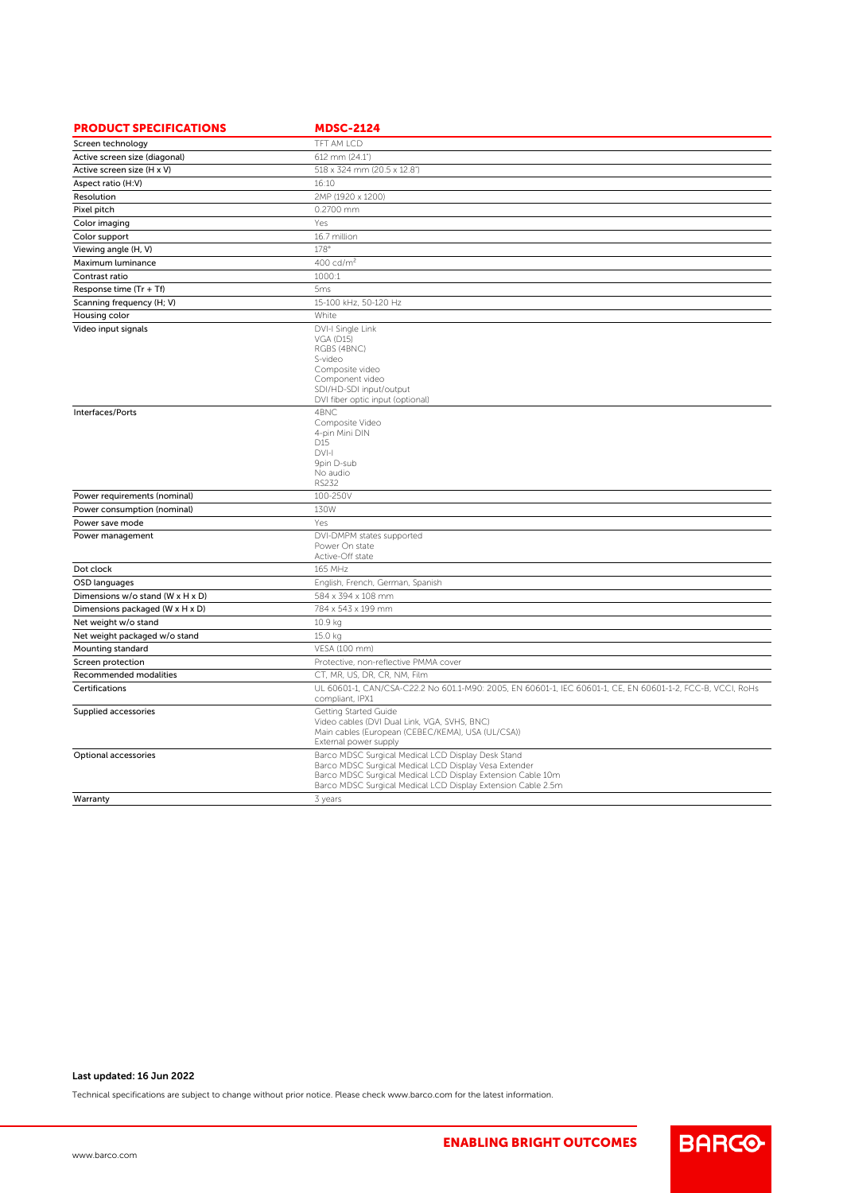| PRODUCT SPECIFICATIONS | MDSC-2124 |
|---|---|
| Screen technology | TFT AM LCD |
| Active screen size (diagonal) | 612 mm (24.1") |
| Active screen size (H x V) | 518 x 324 mm (20.5 x 12.8") |
| Aspect ratio (H:V) | 16:10 |
| Resolution | 2MP (1920 x 1200) |
| Pixel pitch | 0.2700 mm |
| Color imaging | Yes |
| Color support | 16.7 million |
| Viewing angle (H, V) | 178° |
| Maximum luminance | 400 cd/m² |
| Contrast ratio | 1000:1 |
| Response time (Tr + Tf) | 5ms |
| Scanning frequency (H; V) | 15-100 kHz, 50-120 Hz |
| Housing color | White |
| Video input signals | DVI-I Single Link<br>VGA (D15)<br>RGBS (4BNC)<br>S-video<br>Composite video<br>Component video<br>SDI/HD-SDI input/output<br>DVI fiber optic input (optional) |
| Interfaces/Ports | 4BNC<br>Composite Video<br>4-pin Mini DIN<br>D15<br>DVI-I<br>9pin D-sub<br>No audio<br>RS232 |
| Power requirements (nominal) | 100-250V |
| Power consumption (nominal) | 130W |
| Power save mode | Yes |
| Power management | DVI-DMPM states supported<br>Power On state<br>Active-Off state |
| Dot clock | 165 MHz |
| OSD languages | English, French, German, Spanish |
| Dimensions w/o stand (W x H x D) | 584 x 394 x 108 mm |
| Dimensions packaged (W x H x D) | 784 x 543 x 199 mm |
| Net weight w/o stand | 10.9 kg |
| Net weight packaged w/o stand | 15.0 kg |
| Mounting standard | VESA (100 mm) |
| Screen protection | Protective, non-reflective PMMA cover |
| Recommended modalities | CT, MR, US, DR, CR, NM, Film |
| Certifications | UL 60601-1, CAN/CSA-C22.2 No 601.1-M90: 2005, EN 60601-1, IEC 60601-1, CE, EN 60601-1-2, FCC-B, VCCI, RoHs compliant, IPX1 |
| Supplied accessories | Getting Started Guide<br>Video cables (DVI Dual Link, VGA, SVHS, BNC)<br>Main cables (European (CEBEC/KEMA), USA (UL/CSA))<br>External power supply |
| Optional accessories | Barco MDSC Surgical Medical LCD Display Desk Stand<br>Barco MDSC Surgical Medical LCD Display Vesa Extender<br>Barco MDSC Surgical Medical LCD Display Extension Cable 10m<br>Barco MDSC Surgical Medical LCD Display Extension Cable 2.5m |
| Warranty | 3 years |

**Last updated: 16 Jun 2022**

Technical specifications are subject to change without prior notice. Please check www.barco.com for the latest information.

ENABLING BRIGHT OUTCOMES

www.barco.com